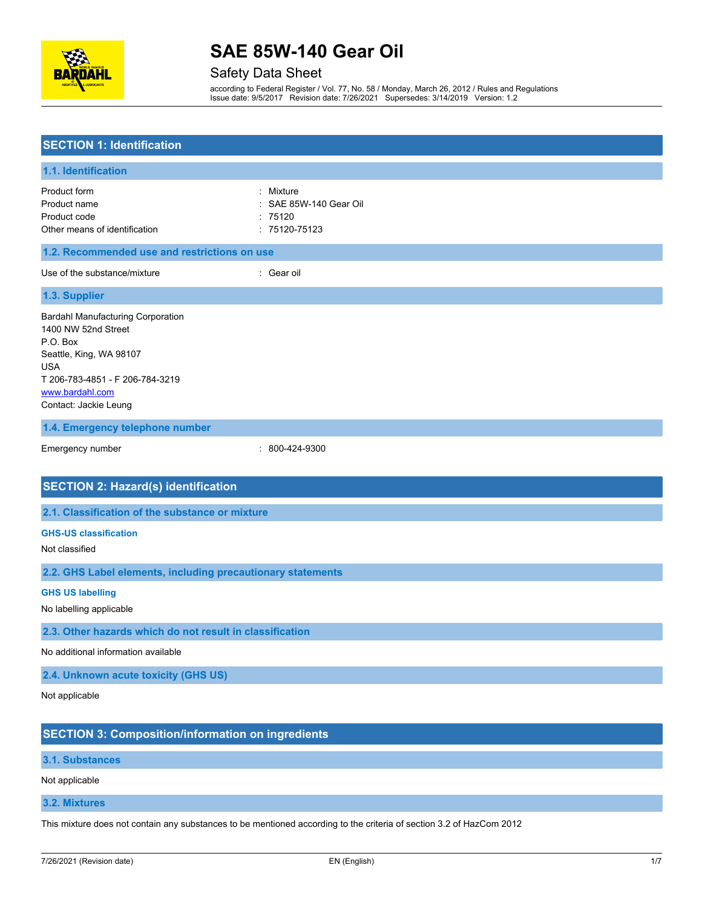# SAE 85W-140 Gear Oil

Safety Data Sheet

according to Federal Register / Vol. 77, No. 58 / Monday, March 26, 2012 / Rules and Regulations
Issue date: 9/5/2017 Revision date: 7/26/2021 Supersedes: 3/14/2019 Version: 1.2

## SECTION 1: Identification

### 1.1. Identification

Product form : Mixture
Product name : SAE 85W-140 Gear Oil
Product code : 75120
Other means of identification : 75120-75123

### 1.2. Recommended use and restrictions on use

Use of the substance/mixture : Gear oil

### 1.3. Supplier

Bardahl Manufacturing Corporation
1400 NW 52nd Street
P.O. Box
Seattle, King, WA 98107
USA
T 206-783-4851 - F 206-784-3219
www.bardahl.com
Contact: Jackie Leung

### 1.4. Emergency telephone number

Emergency number : 800-424-9300

## SECTION 2: Hazard(s) identification

### 2.1. Classification of the substance or mixture

#### GHS-US classification

Not classified

### 2.2. GHS Label elements, including precautionary statements

#### GHS US labelling

No labelling applicable

### 2.3. Other hazards which do not result in classification

No additional information available

### 2.4. Unknown acute toxicity (GHS US)

Not applicable

## SECTION 3: Composition/information on ingredients

### 3.1. Substances

Not applicable

### 3.2. Mixtures

This mixture does not contain any substances to be mentioned according to the criteria of section 3.2 of HazCom 2012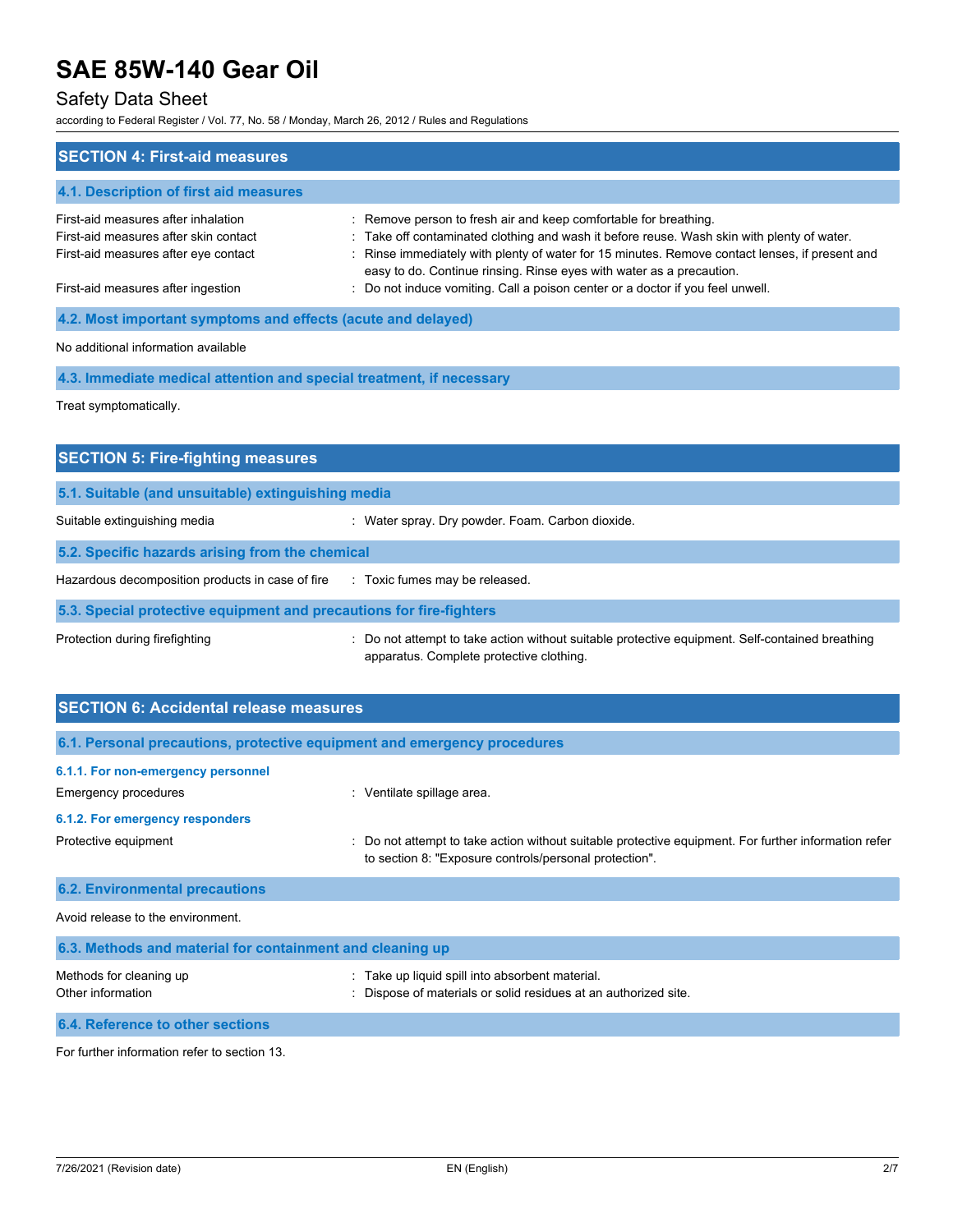## SECTION 4: First-aid measures

### 4.1. Description of first aid measures

| | |
|---|---|
| First-aid measures after inhalation | : Remove person to fresh air and keep comfortable for breathing. |
| First-aid measures after skin contact | : Take off contaminated clothing and wash it before reuse. Wash skin with plenty of water. |
| First-aid measures after eye contact | : Rinse immediately with plenty of water for 15 minutes. Remove contact lenses, if present and easy to do. Continue rinsing. Rinse eyes with water as a precaution. |
| First-aid measures after ingestion | : Do not induce vomiting. Call a poison center or a doctor if you feel unwell. |

### 4.2. Most important symptoms and effects (acute and delayed)

No additional information available

### 4.3. Immediate medical attention and special treatment, if necessary

Treat symptomatically.

## SECTION 5: Fire-fighting measures

### 5.1. Suitable (and unsuitable) extinguishing media

| | |
|---|---|
| Suitable extinguishing media | : Water spray. Dry powder. Foam. Carbon dioxide. |

### 5.2. Specific hazards arising from the chemical

| | |
|---|---|
| Hazardous decomposition products in case of fire | : Toxic fumes may be released. |

### 5.3. Special protective equipment and precautions for fire-fighters

| | |
|---|---|
| Protection during firefighting | : Do not attempt to take action without suitable protective equipment. Self-contained breathing apparatus. Complete protective clothing. |

## SECTION 6: Accidental release measures

### 6.1. Personal precautions, protective equipment and emergency procedures

#### 6.1.1. For non-emergency personnel

| | |
|---|---|
| Emergency procedures | : Ventilate spillage area. |

#### 6.1.2. For emergency responders

| | |
|---|---|
| Protective equipment | : Do not attempt to take action without suitable protective equipment. For further information refer to section 8: "Exposure controls/personal protection". |

### 6.2. Environmental precautions

Avoid release to the environment.

### 6.3. Methods and material for containment and cleaning up

| | |
|---|---|
| Methods for cleaning up | : Take up liquid spill into absorbent material. |
| Other information | : Dispose of materials or solid residues at an authorized site. |

### 6.4. Reference to other sections

For further information refer to section 13.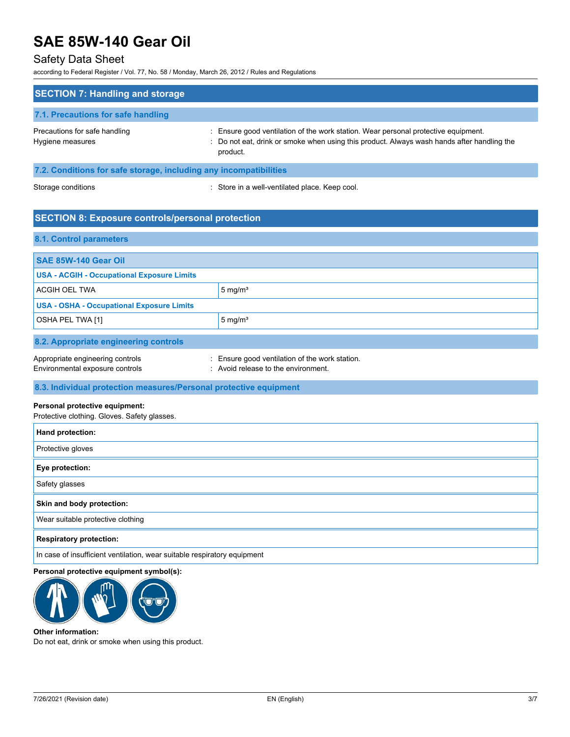## SECTION 7: Handling and storage

### 7.1. Precautions for safe handling

Precautions for safe handling : Ensure good ventilation of the work station. Wear personal protective equipment.

Hygiene measures : Do not eat, drink or smoke when using this product. Always wash hands after handling the product.

### 7.2. Conditions for safe storage, including any incompatibilities

Storage conditions : Store in a well-ventilated place. Keep cool.

## SECTION 8: Exposure controls/personal protection

### 8.1. Control parameters

| SAE 85W-140 Gear Oil | |
|---|---|
| **USA - ACGIH - Occupational Exposure Limits** | |
| ACGIH OEL TWA | 5 mg/m³ |
| **USA - OSHA - Occupational Exposure Limits** | |
| OSHA PEL TWA [1] | 5 mg/m³ |

### 8.2. Appropriate engineering controls

Appropriate engineering controls : Ensure good ventilation of the work station.

Environmental exposure controls : Avoid release to the environment.

### 8.3. Individual protection measures/Personal protective equipment

**Personal protective equipment:**

Protective clothing. Gloves. Safety glasses.

| Hand protection: |
|---|
| Protective gloves |

| Eye protection: |
|---|
| Safety glasses |

| Skin and body protection: |
|---|
| Wear suitable protective clothing |

| Respiratory protection: |
|---|
| In case of insufficient ventilation, wear suitable respiratory equipment |

**Personal protective equipment symbol(s):**

**Other information:**

Do not eat, drink or smoke when using this product.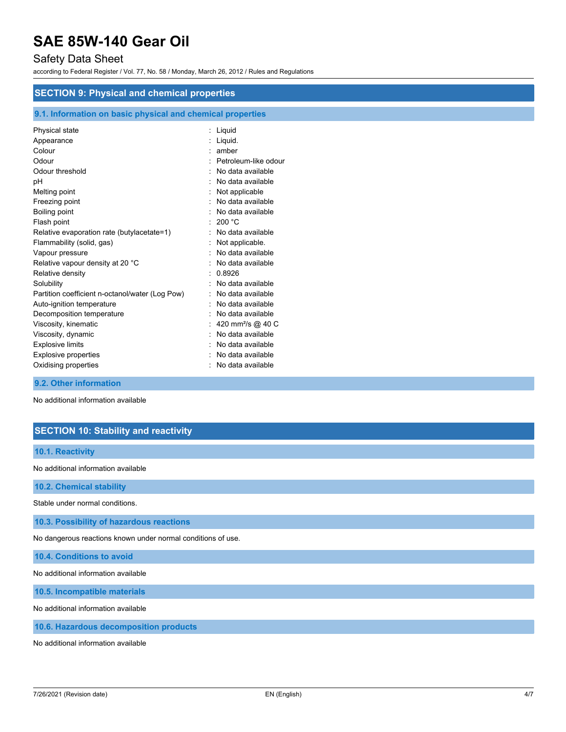## SECTION 9: Physical and chemical properties

### 9.1. Information on basic physical and chemical properties

| Property | Value |
|---|---|
| Physical state | Liquid |
| Appearance | Liquid. |
| Colour | amber |
| Odour | Petroleum-like odour |
| Odour threshold | No data available |
| pH | No data available |
| Melting point | Not applicable |
| Freezing point | No data available |
| Boiling point | No data available |
| Flash point | 200 °C |
| Relative evaporation rate (butylacetate=1) | No data available |
| Flammability (solid, gas) | Not applicable. |
| Vapour pressure | No data available |
| Relative vapour density at 20 °C | No data available |
| Relative density | 0.8926 |
| Solubility | No data available |
| Partition coefficient n-octanol/water (Log Pow) | No data available |
| Auto-ignition temperature | No data available |
| Decomposition temperature | No data available |
| Viscosity, kinematic | 420 $mm^2/s$ @ 40 C |
| Viscosity, dynamic | No data available |
| Explosive limits | No data available |
| Explosive properties | No data available |
| Oxidising properties | No data available |

### 9.2. Other information

No additional information available

## SECTION 10: Stability and reactivity

### 10.1. Reactivity

No additional information available

### 10.2. Chemical stability

Stable under normal conditions.

### 10.3. Possibility of hazardous reactions

No dangerous reactions known under normal conditions of use.

### 10.4. Conditions to avoid

No additional information available

### 10.5. Incompatible materials

No additional information available

### 10.6. Hazardous decomposition products

No additional information available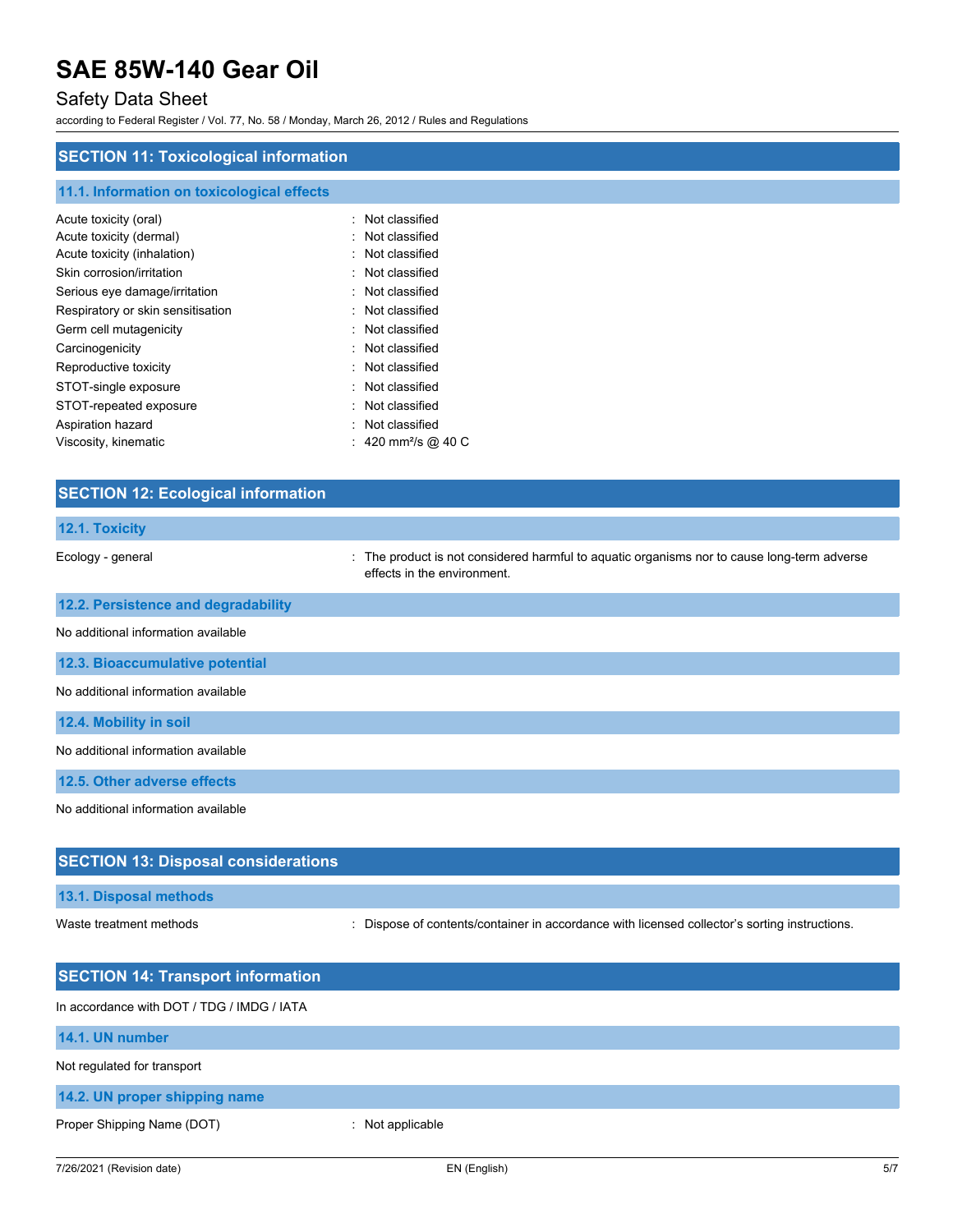## SECTION 11: Toxicological information

### 11.1. Information on toxicological effects

| | |
|---|---|
| Acute toxicity (oral) | : Not classified |
| Acute toxicity (dermal) | : Not classified |
| Acute toxicity (inhalation) | : Not classified |
| Skin corrosion/irritation | : Not classified |
| Serious eye damage/irritation | : Not classified |
| Respiratory or skin sensitisation | : Not classified |
| Germ cell mutagenicity | : Not classified |
| Carcinogenicity | : Not classified |
| Reproductive toxicity | : Not classified |
| STOT-single exposure | : Not classified |
| STOT-repeated exposure | : Not classified |
| Aspiration hazard | : Not classified |
| Viscosity, kinematic | : 420 mm²/s @ 40 C |

## SECTION 12: Ecological information

### 12.1. Toxicity

Ecology - general : The product is not considered harmful to aquatic organisms nor to cause long-term adverse effects in the environment.

### 12.2. Persistence and degradability

No additional information available

### 12.3. Bioaccumulative potential

No additional information available

### 12.4. Mobility in soil

No additional information available

### 12.5. Other adverse effects

No additional information available

## SECTION 13: Disposal considerations

### 13.1. Disposal methods

Waste treatment methods : Dispose of contents/container in accordance with licensed collector's sorting instructions.

## SECTION 14: Transport information

In accordance with DOT / TDG / IMDG / IATA

### 14.1. UN number

Not regulated for transport

### 14.2. UN proper shipping name

Proper Shipping Name (DOT) : Not applicable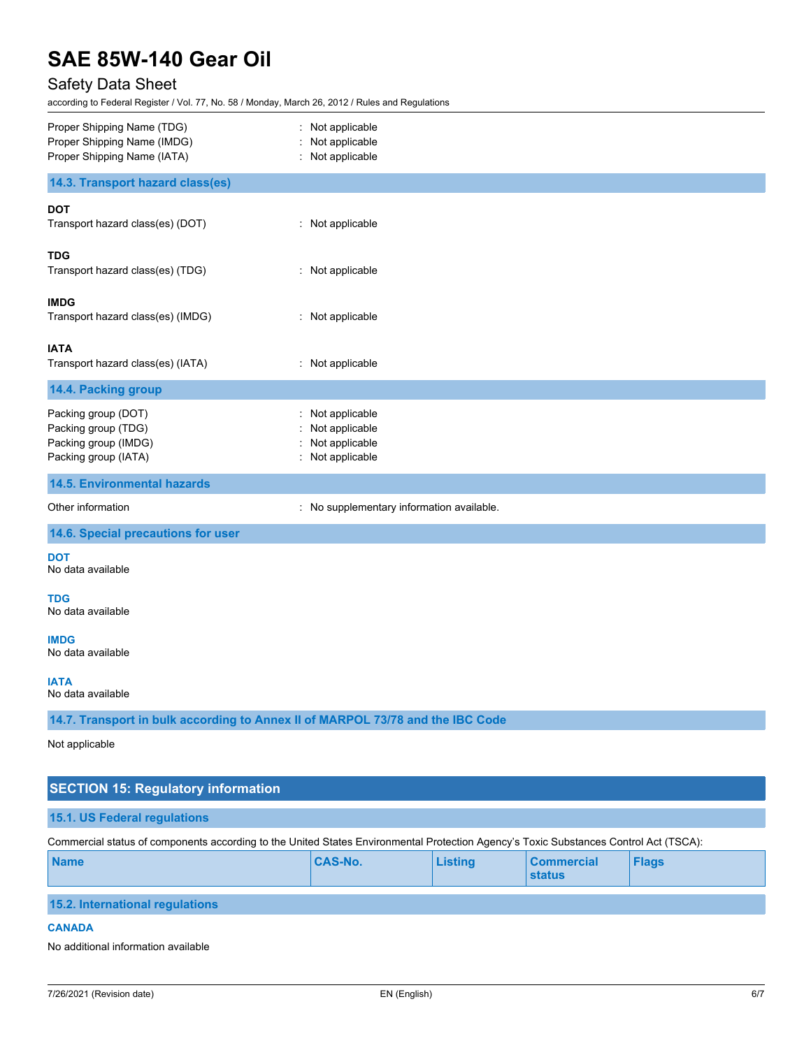Proper Shipping Name (TDG) : Not applicable
Proper Shipping Name (IMDG) : Not applicable
Proper Shipping Name (IATA) : Not applicable

### 14.3. Transport hazard class(es)

**DOT**
Transport hazard class(es) (DOT) : Not applicable

**TDG**
Transport hazard class(es) (TDG) : Not applicable

**IMDG**
Transport hazard class(es) (IMDG) : Not applicable

**IATA**
Transport hazard class(es) (IATA) : Not applicable

### 14.4. Packing group

Packing group (DOT) : Not applicable
Packing group (TDG) : Not applicable
Packing group (IMDG) : Not applicable
Packing group (IATA) : Not applicable

### 14.5. Environmental hazards

Other information : No supplementary information available.

### 14.6. Special precautions for user

**DOT**
No data available

**TDG**
No data available

**IMDG**
No data available

**IATA**
No data available

### 14.7. Transport in bulk according to Annex II of MARPOL 73/78 and the IBC Code

Not applicable

## SECTION 15: Regulatory information

### 15.1. US Federal regulations

Commercial status of components according to the United States Environmental Protection Agency's Toxic Substances Control Act (TSCA):

| Name | CAS-No. | Listing | Commercial status | Flags |
|---|---|---|---|---|

### 15.2. International regulations

**CANADA**

No additional information available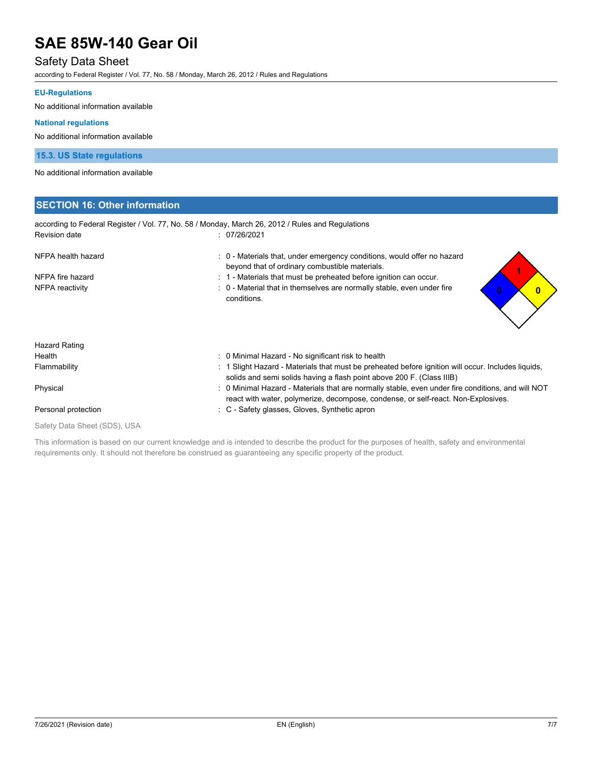#### EU-Regulations

No additional information available

#### National regulations

No additional information available

### 15.3. US State regulations

No additional information available

## SECTION 16: Other information

according to Federal Register / Vol. 77, No. 58 / Monday, March 26, 2012 / Rules and Regulations

| | |
|---|---|
| Revision date | : 07/26/2021 |
| NFPA health hazard | : 0 - Materials that, under emergency conditions, would offer no hazard beyond that of ordinary combustible materials. |
| NFPA fire hazard | : 1 - Materials that must be preheated before ignition can occur. |
| NFPA reactivity | : 0 - Material that in themselves are normally stable, even under fire conditions. |

1

0 0

| | |
|---|---|
| Hazard Rating | |
| Health | : 0 Minimal Hazard - No significant risk to health |
| Flammability | : 1 Slight Hazard - Materials that must be preheated before ignition will occur. Includes liquids, solids and semi solids having a flash point above 200 F. (Class IIIB) |
| Physical | : 0 Minimal Hazard - Materials that are normally stable, even under fire conditions, and will NOT react with water, polymerize, decompose, condense, or self-react. Non-Explosives. |
| Personal protection | : C - Safety glasses, Gloves, Synthetic apron |

Safety Data Sheet (SDS), USA

This information is based on our current knowledge and is intended to describe the product for the purposes of health, safety and environmental requirements only. It should not therefore be construed as guaranteeing any specific property of the product.